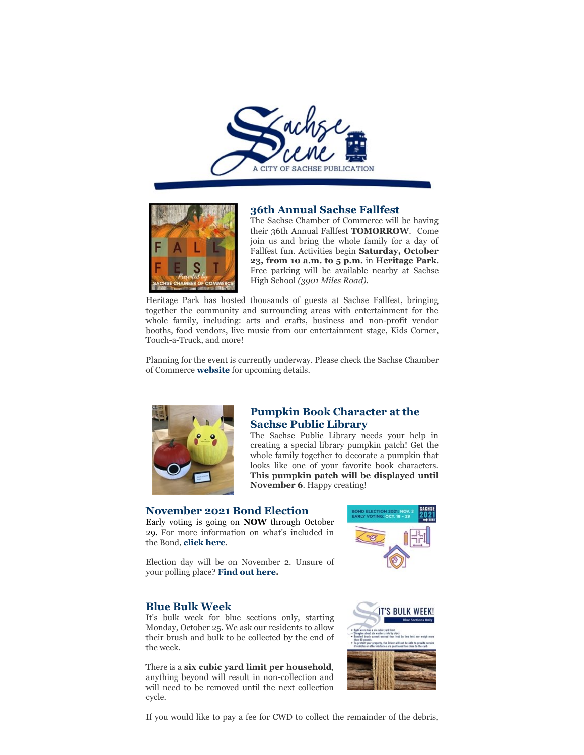## 36th Annual Sachse Fallfest

The Sachse Chamber of Commerce will be having their 36th Annual Fallfest **TOMORROW**. Come join us and bring the whole family for a day of Fallfest fun. Activities begin **Saturday, October 23, from 10 a.m. to 5 p.m.** in **Heritage Park**. Free parking will be available nearby at Sachse High School *(3901 Miles Road)*.

Heritage Park has hosted thousands of guests at Sachse Fallfest, bringing together the community and surrounding areas with entertainment for the whole family, including: arts and crafts, business and non-profit vendor booths, food vendors, live music from our entertainment stage, Kids Corner, Touch-a-Truck, and more!

Planning for the event is currently underway. Please check the Sachse Chamber of Commerce **website** for upcoming details.

## Pumpkin Book Character at the Sachse Public Library

The Sachse Public Library needs your help in creating a special library pumpkin patch! Get the whole family together to decorate a pumpkin that looks like one of your favorite book characters. **This pumpkin patch will be displayed until November 6**. Happy creating!

## November 2021 Bond Election

Early voting is going on **NOW** through October 29. For more information on what's included in the Bond, **click here**.

Election day will be on November 2. Unsure of your polling place? **Find out here.**

## Blue Bulk Week

It's bulk week for blue sections only, starting Monday, October 25. We ask our residents to allow their brush and bulk to be collected by the end of the week.

There is a **six cubic yard limit per household**, anything beyond will result in non-collection and will need to be removed until the next collection cycle.

If you would like to pay a fee for CWD to collect the remainder of the debris,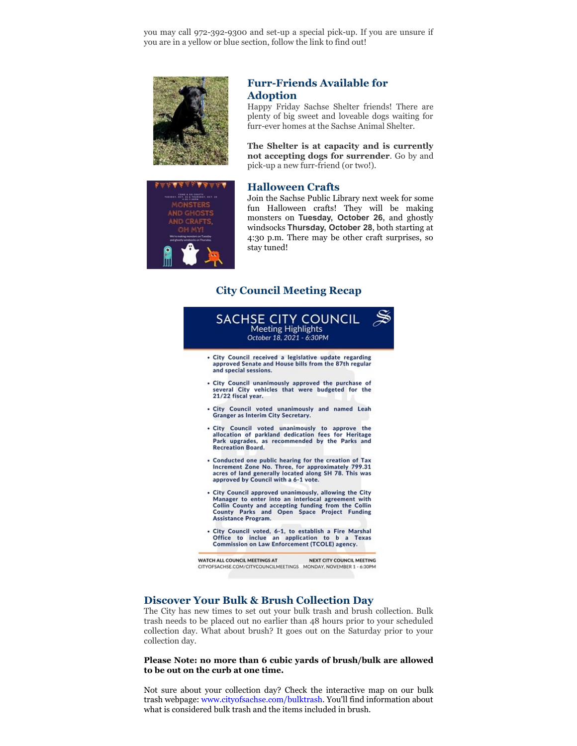you may call 972-392-9300 and set-up a special pick-up. If you are unsure if you are in a yellow or blue section, follow the link to find out!

## Furr-Friends Available for Adoption

Happy Friday Sachse Shelter friends! There are plenty of big sweet and loveable dogs waiting for furr-ever homes at the Sachse Animal Shelter.

**The Shelter is at capacity and is currently not accepting dogs for surrender**. Go by and pick-up a new furr-friend (or two!).

## Halloween Crafts

Join the Sachse Public Library next week for some fun Halloween crafts! They will be making monsters on **Tuesday, October 26,** and ghostly windsocks **Thursday, October 28**, both starting at 4:30 p.m. There may be other craft surprises, so stay tuned!

## City Council Meeting Recap

**SACHSE CITY COUNCIL**
Meeting Highlights
*October 18, 2021 - 6:30PM*

- City Council received a legislative update regarding approved Senate and House bills from the 87th regular and special sessions.
- City Council unanimously approved the purchase of several City vehicles that were budgeted for the 21/22 fiscal year.
- City Council voted unanimously and named Leah Granger as Interim City Secretary.
- City Council voted unanimously to approve the allocation of parkland dedication fees for Heritage Park upgrades, as recommended by the Parks and Recreation Board.
- Conducted one public hearing for the creation of Tax Increment Zone No. Three, for approximately 799.31 acres of land generally located along SH 78. This was approved by Council with a 6-1 vote.
- City Council approved unanimously, allowing the City Manager to enter into an interlocal agreement with Collin County and accepting funding from the Collin County Parks and Open Space Project Funding Assistance Program.
- City Council voted, 6-1, to establish a Fire Marshal Office to inclue an application to b a Texas Commission on Law Enforcement (TCOLE) agency.

WATCH ALL COUNCIL MEETINGS AT CITYOFSACHSE.COM/CITYCOUNCILMEETINGS

NEXT CITY COUNCIL MEETING MONDAY, NOVEMBER 1 - 6:30PM

## Discover Your Bulk & Brush Collection Day

The City has new times to set out your bulk trash and brush collection. Bulk trash needs to be placed out no earlier than 48 hours prior to your scheduled collection day. What about brush? It goes out on the Saturday prior to your collection day.

**Please Note: no more than 6 cubic yards of brush/bulk are allowed to be out on the curb at one time.**

Not sure about your collection day? Check the interactive map on our bulk trash webpage: www.cityofsachse.com/bulktrash. You'll find information about what is considered bulk trash and the items included in brush.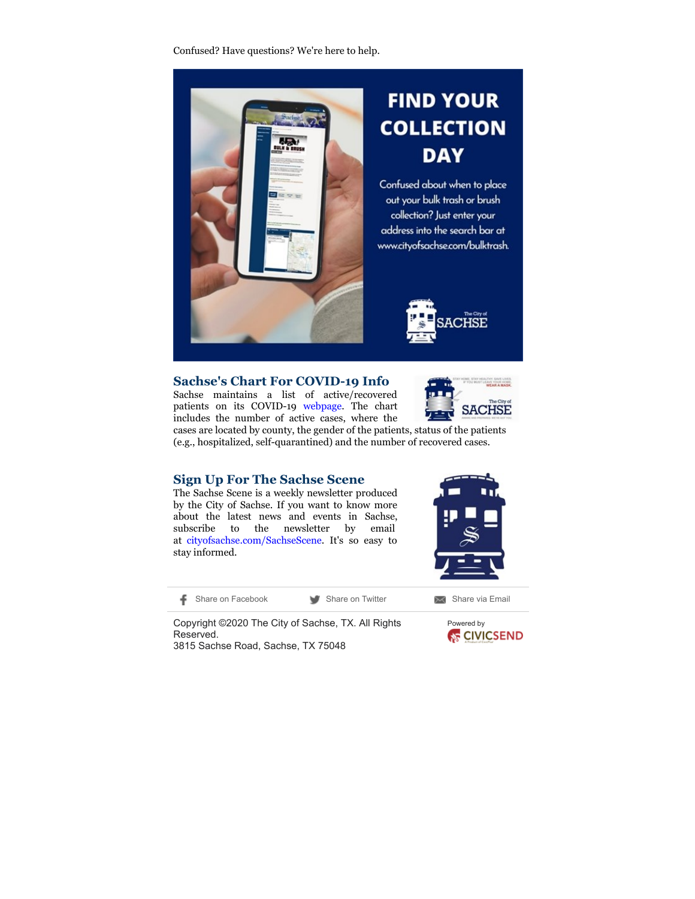Confused? Have questions? We're here to help.

FIND YOUR COLLECTION DAY

Confused about when to place out your bulk trash or brush collection? Just enter your address into the search bar at www.cityofsachse.com/bulktrash.

## Sachse's Chart For COVID-19 Info

Sachse maintains a list of active/recovered patients on its COVID-19 webpage. The chart includes the number of active cases, where the cases are located by county, the gender of the patients, status of the patients (e.g., hospitalized, self-quarantined) and the number of recovered cases.

## Sign Up For The Sachse Scene

The Sachse Scene is a weekly newsletter produced by the City of Sachse. If you want to know more about the latest news and events in Sachse, subscribe to the newsletter by email at cityofsachse.com/SachseScene. It's so easy to stay informed.

Share on Facebook | Share on Twitter | Share via Email

Copyright ©2020 The City of Sachse, TX. All Rights Reserved.
3815 Sachse Road, Sachse, TX 75048

Powered by CIVICSEND